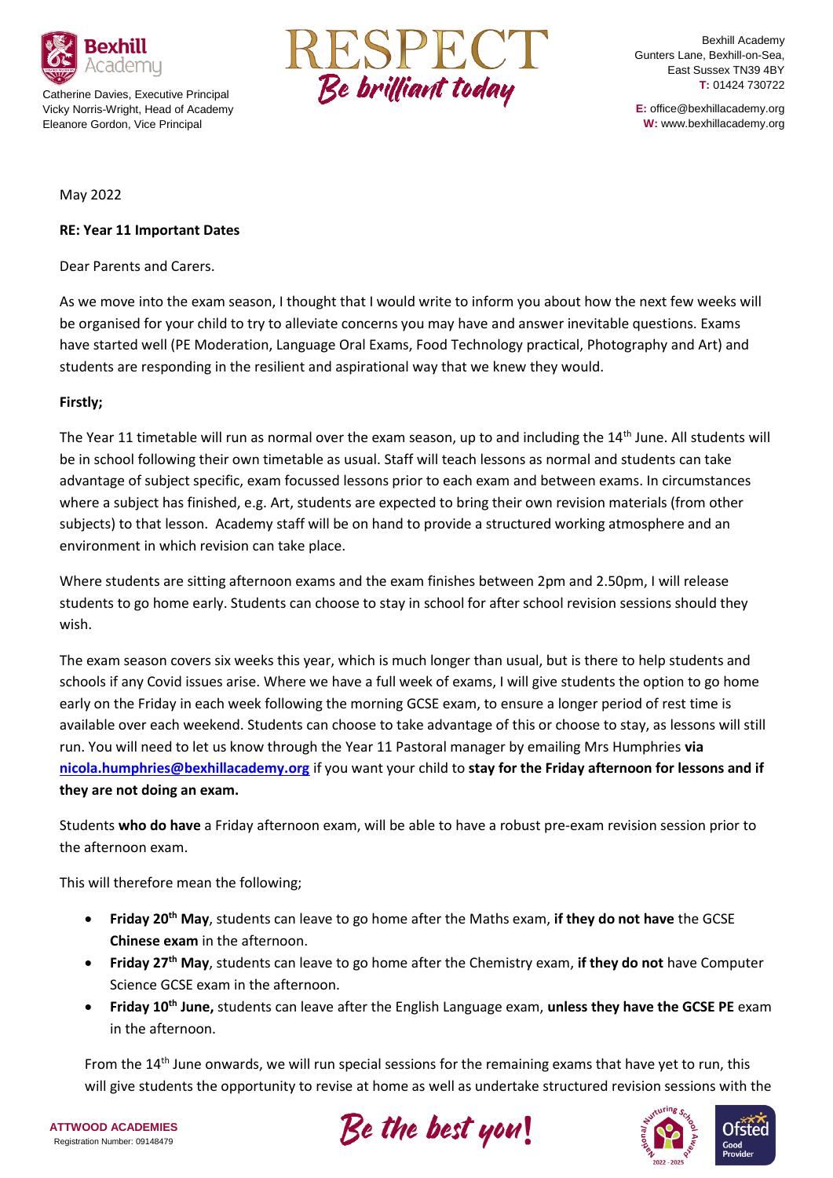Catherine Davies, Executive Principal
Vicky Norris-Wright, Head of Academy
Eleanore Gordon, Vice Principal

RESPECT
Be brilliant today

Bexhill Academy
Gunters Lane, Bexhill-on-Sea,
East Sussex TN39 4BY
**T:** 01424 730722

**E:** office@bexhillacademy.org
**W:** www.bexhillacademy.org

May 2022

**RE: Year 11 Important Dates**

Dear Parents and Carers.

As we move into the exam season, I thought that I would write to inform you about how the next few weeks will be organised for your child to try to alleviate concerns you may have and answer inevitable questions. Exams have started well (PE Moderation, Language Oral Exams, Food Technology practical, Photography and Art) and students are responding in the resilient and aspirational way that we knew they would.

**Firstly;**

The Year 11 timetable will run as normal over the exam season, up to and including the 14th June. All students will be in school following their own timetable as usual. Staff will teach lessons as normal and students can take advantage of subject specific, exam focussed lessons prior to each exam and between exams. In circumstances where a subject has finished, e.g. Art, students are expected to bring their own revision materials (from other subjects) to that lesson. Academy staff will be on hand to provide a structured working atmosphere and an environment in which revision can take place.

Where students are sitting afternoon exams and the exam finishes between 2pm and 2.50pm, I will release students to go home early. Students can choose to stay in school for after school revision sessions should they wish.

The exam season covers six weeks this year, which is much longer than usual, but is there to help students and schools if any Covid issues arise. Where we have a full week of exams, I will give students the option to go home early on the Friday in each week following the morning GCSE exam, to ensure a longer period of rest time is available over each weekend. Students can choose to take advantage of this or choose to stay, as lessons will still run. You will need to let us know through the Year 11 Pastoral manager by emailing Mrs Humphries **via nicola.humphries@bexhillacademy.org** if you want your child to **stay for the Friday afternoon for lessons and if they are not doing an exam.**

Students **who do have** a Friday afternoon exam, will be able to have a robust pre-exam revision session prior to the afternoon exam.

This will therefore mean the following;

- **Friday 20th May**, students can leave to go home after the Maths exam, **if they do not have** the GCSE **Chinese exam** in the afternoon.
- **Friday 27th May**, students can leave to go home after the Chemistry exam, **if they do not** have Computer Science GCSE exam in the afternoon.
- **Friday 10th June,** students can leave after the English Language exam, **unless they have the GCSE PE** exam in the afternoon.

From the 14th June onwards, we will run special sessions for the remaining exams that have yet to run, this will give students the opportunity to revise at home as well as undertake structured revision sessions with the

ATTWOOD ACADEMIES
Registration Number: 09148479

Be the best you!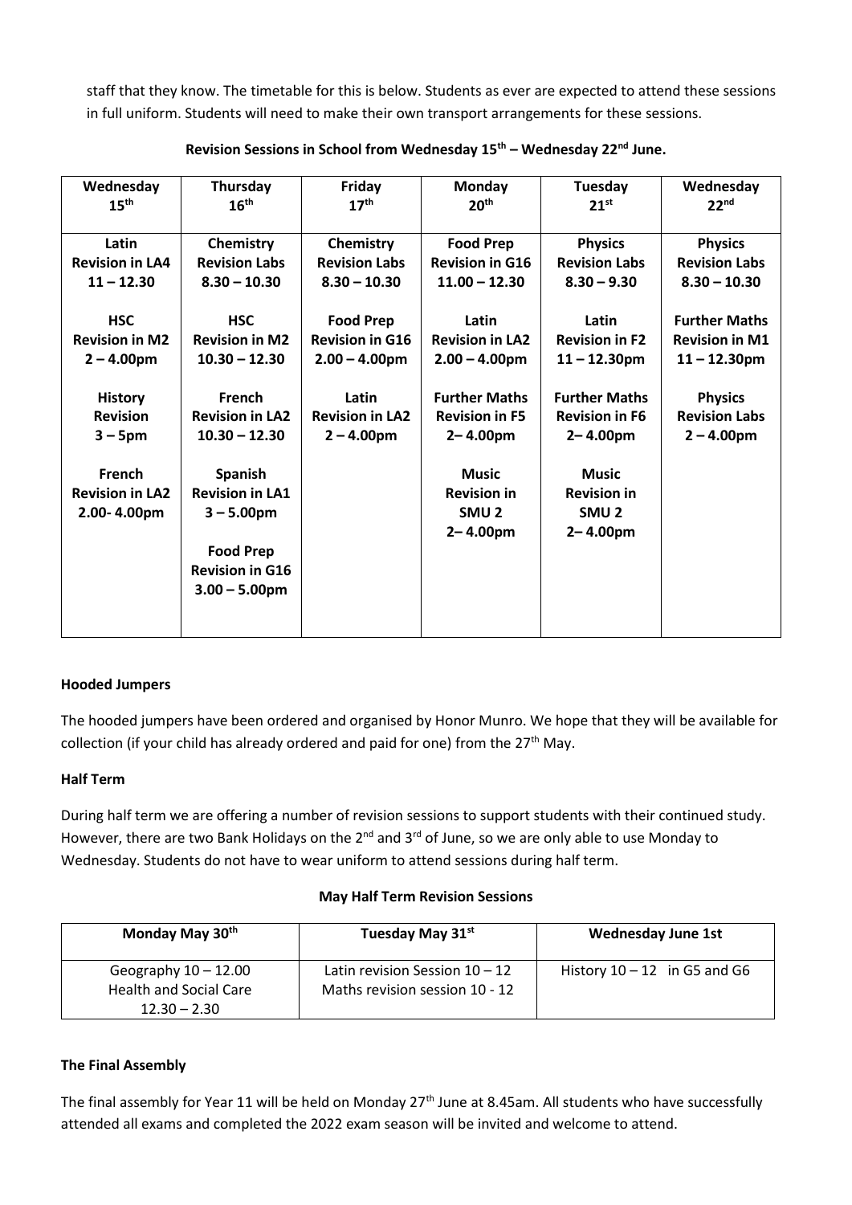staff that they know. The timetable for this is below. Students as ever are expected to attend these sessions in full uniform. Students will need to make their own transport arrangements for these sessions.

**Revision Sessions in School from Wednesday 15th – Wednesday 22nd June.**

| Wednesday 15th | Thursday 16th | Friday 17th | Monday 20th | Tuesday 21st | Wednesday 22nd |
|---|---|---|---|---|---|
| **Latin Revision in LA4 11 – 12.30** | **Chemistry Revision Labs 8.30 – 10.30** | **Chemistry Revision Labs 8.30 – 10.30** | **Food Prep Revision in G16 11.00 – 12.30** | **Physics Revision Labs 8.30 – 9.30** | **Physics Revision Labs 8.30 – 10.30** |
| **HSC Revision in M2 2 – 4.00pm** | **HSC Revision in M2 10.30 – 12.30** | **Food Prep Revision in G16 2.00 – 4.00pm** | **Latin Revision in LA2 2.00 – 4.00pm** | **Latin Revision in F2 11 – 12.30pm** | **Further Maths Revision in M1 11 – 12.30pm** |
| **History Revision 3 – 5pm** | **French Revision in LA2 10.30 – 12.30** | **Latin Revision in LA2 2 – 4.00pm** | **Further Maths Revision in F5 2– 4.00pm** | **Further Maths Revision in F6 2– 4.00pm** | **Physics Revision Labs 2 – 4.00pm** |
| **French Revision in LA2 2.00- 4.00pm** | **Spanish Revision in LA1 3 – 5.00pm** | | **Music Revision in SMU 2 2– 4.00pm** | **Music Revision in SMU 2 2– 4.00pm** | |
| | **Food Prep Revision in G16 3.00 – 5.00pm** | | | | |

**Hooded Jumpers**

The hooded jumpers have been ordered and organised by Honor Munro. We hope that they will be available for collection (if your child has already ordered and paid for one) from the 27th May.

**Half Term**

During half term we are offering a number of revision sessions to support students with their continued study. However, there are two Bank Holidays on the 2nd and 3rd of June, so we are only able to use Monday to Wednesday. Students do not have to wear uniform to attend sessions during half term.

**May Half Term Revision Sessions**

| Monday May 30th | Tuesday May 31st | Wednesday June 1st |
|---|---|---|
| Geography 10 – 12.00<br>Health and Social Care 12.30 – 2.30 | Latin revision Session 10 – 12<br>Maths revision session 10 - 12 | History 10 – 12 in G5 and G6 |

**The Final Assembly**

The final assembly for Year 11 will be held on Monday 27th June at 8.45am. All students who have successfully attended all exams and completed the 2022 exam season will be invited and welcome to attend.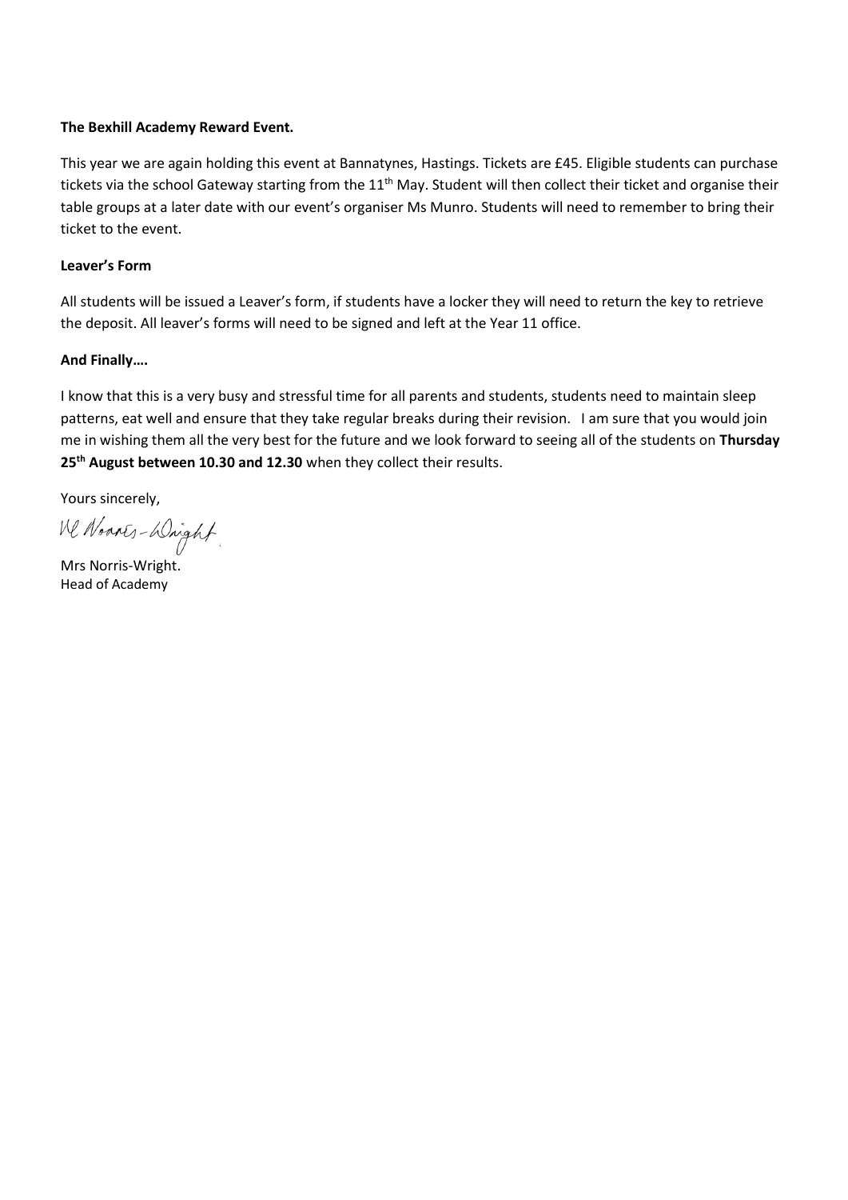**The Bexhill Academy Reward Event.**

This year we are again holding this event at Bannatynes, Hastings. Tickets are £45. Eligible students can purchase tickets via the school Gateway starting from the 11th May. Student will then collect their ticket and organise their table groups at a later date with our event's organiser Ms Munro. Students will need to remember to bring their ticket to the event.

**Leaver's Form**

All students will be issued a Leaver's form, if students have a locker they will need to return the key to retrieve the deposit. All leaver's forms will need to be signed and left at the Year 11 office.

**And Finally….**

I know that this is a very busy and stressful time for all parents and students, students need to maintain sleep patterns, eat well and ensure that they take regular breaks during their revision. I am sure that you would join me in wishing them all the very best for the future and we look forward to seeing all of the students on **Thursday 25th August between 10.30 and 12.30** when they collect their results.

Yours sincerely,

Mrs Norris-Wright.
Head of Academy